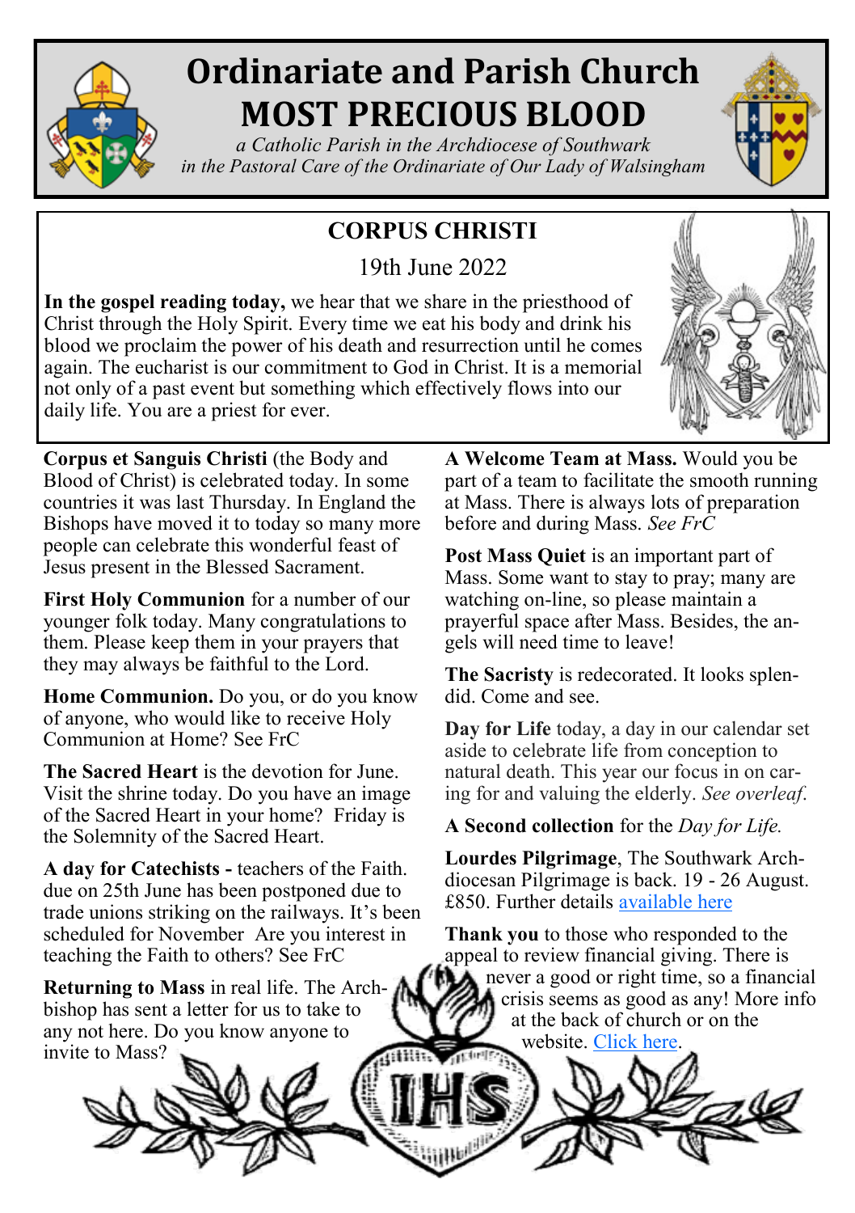# Ordinariate and Parish Church
# MOST PRECIOUS BLOOD

*a Catholic Parish in the Archdiocese of Southwark*
*in the Pastoral Care of the Ordinariate of Our Lady of Walsingham*

## CORPUS CHRISTI

19th June 2022

**In the gospel reading today,** we hear that we share in the priesthood of Christ through the Holy Spirit. Every time we eat his body and drink his blood we proclaim the power of his death and resurrection until he comes again. The eucharist is our commitment to God in Christ. It is a memorial not only of a past event but something which effectively flows into our daily life. You are a priest for ever.

**Corpus et Sanguis Christi** (the Body and Blood of Christ) is celebrated today. In some countries it was last Thursday. In England the Bishops have moved it to today so many more people can celebrate this wonderful feast of Jesus present in the Blessed Sacrament.

**First Holy Communion** for a number of our younger folk today. Many congratulations to them. Please keep them in your prayers that they may always be faithful to the Lord.

**Home Communion.** Do you, or do you know of anyone, who would like to receive Holy Communion at Home? See FrC

**The Sacred Heart** is the devotion for June. Visit the shrine today. Do you have an image of the Sacred Heart in your home? Friday is the Solemnity of the Sacred Heart.

**A day for Catechists -** teachers of the Faith. due on 25th June has been postponed due to trade unions striking on the railways. It's been scheduled for November Are you interest in teaching the Faith to others? See FrC

**Returning to Mass** in real life. The Archbishop has sent a letter for us to take to any not here. Do you know anyone to invite to Mass?

**A Welcome Team at Mass.** Would you be part of a team to facilitate the smooth running at Mass. There is always lots of preparation before and during Mass. *See FrC*

**Post Mass Quiet** is an important part of Mass. Some want to stay to pray; many are watching on-line, so please maintain a prayerful space after Mass. Besides, the angels will need time to leave!

**The Sacristy** is redecorated. It looks splendid. Come and see.

**Day for Life** today, a day in our calendar set aside to celebrate life from conception to natural death. This year our focus in on caring for and valuing the elderly. *See overleaf.*

**A Second collection** for the *Day for Life.*

**Lourdes Pilgrimage**, The Southwark Archdiocesan Pilgrimage is back. 19 - 26 August. £850. Further details available here

**Thank you** to those who responded to the appeal to review financial giving. There is never a good or right time, so a financial crisis seems as good as any! More info at the back of church or on the website. Click here.

IHS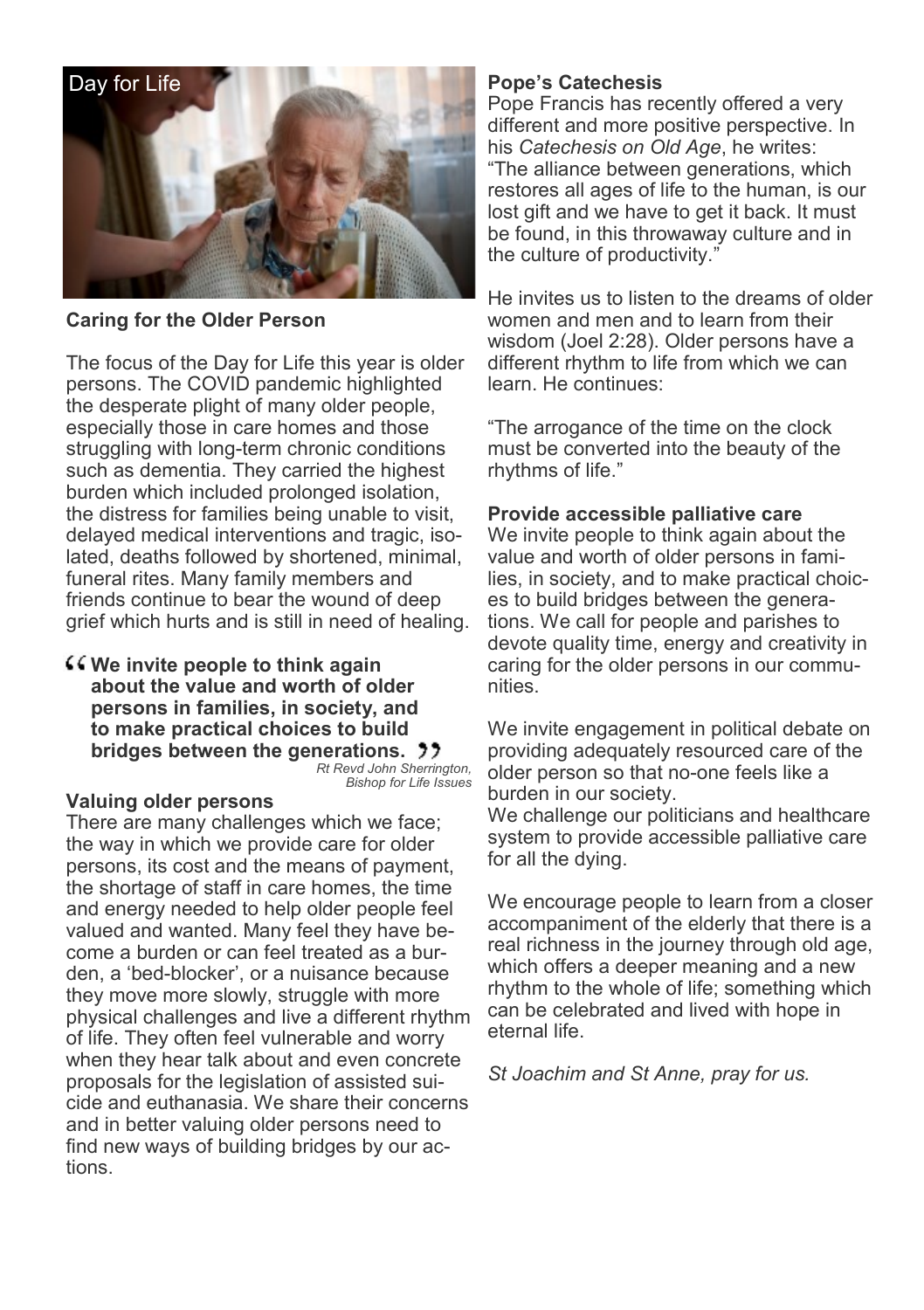Day for Life

## Caring for the Older Person

The focus of the Day for Life this year is older persons. The COVID pandemic highlighted the desperate plight of many older people, especially those in care homes and those struggling with long-term chronic conditions such as dementia. They carried the highest burden which included prolonged isolation, the distress for families being unable to visit, delayed medical interventions and tragic, isolated, deaths followed by shortened, minimal, funeral rites. Many family members and friends continue to bear the wound of deep grief which hurts and is still in need of healing.

> **"We invite people to think again about the value and worth of older persons in families, in society, and to make practical choices to build bridges between the generations."**
>
> *Rt Revd John Sherrington, Bishop for Life Issues*

### Valuing older persons

There are many challenges which we face; the way in which we provide care for older persons, its cost and the means of payment, the shortage of staff in care homes, the time and energy needed to help older people feel valued and wanted. Many feel they have become a burden or can feel treated as a burden, a 'bed-blocker', or a nuisance because they move more slowly, struggle with more physical challenges and live a different rhythm of life. They often feel vulnerable and worry when they hear talk about and even concrete proposals for the legislation of assisted suicide and euthanasia. We share their concerns and in better valuing older persons need to find new ways of building bridges by our actions.

### Pope's Catechesis

Pope Francis has recently offered a very different and more positive perspective. In his *Catechesis on Old Age*, he writes: "The alliance between generations, which restores all ages of life to the human, is our lost gift and we have to get it back. It must be found, in this throwaway culture and in the culture of productivity."

He invites us to listen to the dreams of older women and men and to learn from their wisdom (Joel 2:28). Older persons have a different rhythm to life from which we can learn. He continues:

"The arrogance of the time on the clock must be converted into the beauty of the rhythms of life."

### Provide accessible palliative care

We invite people to think again about the value and worth of older persons in families, in society, and to make practical choices to build bridges between the generations. We call for people and parishes to devote quality time, energy and creativity in caring for the older persons in our communities.

We invite engagement in political debate on providing adequately resourced care of the older person so that no-one feels like a burden in our society.
We challenge our politicians and healthcare system to provide accessible palliative care for all the dying.

We encourage people to learn from a closer accompaniment of the elderly that there is a real richness in the journey through old age, which offers a deeper meaning and a new rhythm to the whole of life; something which can be celebrated and lived with hope in eternal life.

*St Joachim and St Anne, pray for us.*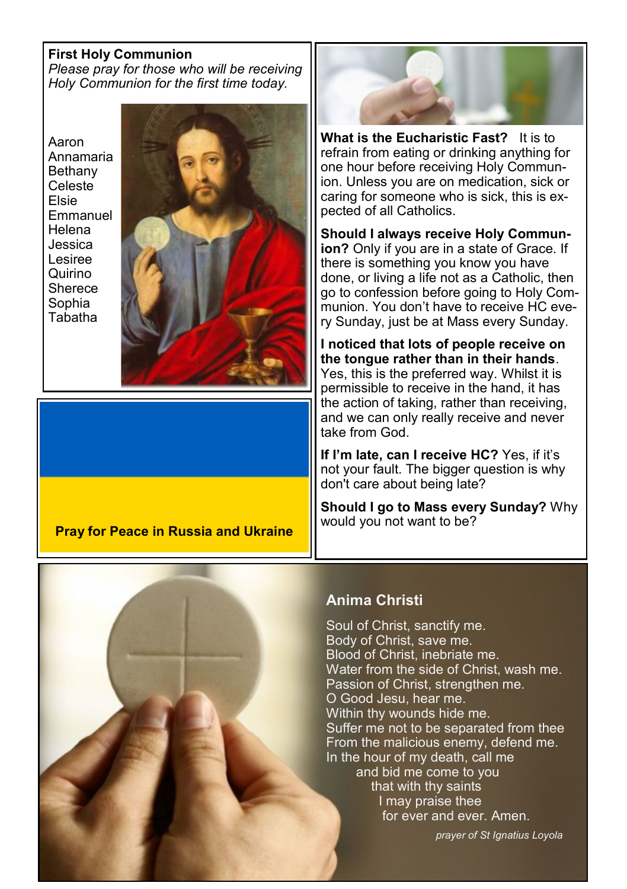**First Holy Communion**

*Please pray for those who will be receiving Holy Communion for the first time today.*

Aaron
Annamaria
Bethany
Celeste
Elsie
Emmanuel
Helena
Jessica
Lesiree
Quirino
Sherece
Sophia
Tabatha

**Pray for Peace in Russia and Ukraine**

**What is the Eucharistic Fast?** It is to refrain from eating or drinking anything for one hour before receiving Holy Communion. Unless you are on medication, sick or caring for someone who is sick, this is expected of all Catholics.

**Should I always receive Holy Communion?** Only if you are in a state of Grace. If there is something you know you have done, or living a life not as a Catholic, then go to confession before going to Holy Communion. You don't have to receive HC every Sunday, just be at Mass every Sunday.

**I noticed that lots of people receive on the tongue rather than in their hands**. Yes, this is the preferred way. Whilst it is permissible to receive in the hand, it has the action of taking, rather than receiving, and we can only really receive and never take from God.

**If I'm late, can I receive HC?** Yes, if it's not your fault. The bigger question is why don't care about being late?

**Should I go to Mass every Sunday?** Why would you not want to be?

## Anima Christi

Soul of Christ, sanctify me.
Body of Christ, save me.
Blood of Christ, inebriate me.
Water from the side of Christ, wash me.
Passion of Christ, strengthen me.
O Good Jesu, hear me.
Within thy wounds hide me.
Suffer me not to be separated from thee
From the malicious enemy, defend me.
In the hour of my death, call me
and bid me come to you
that with thy saints
I may praise thee
for ever and ever. Amen.

*prayer of St Ignatius Loyola*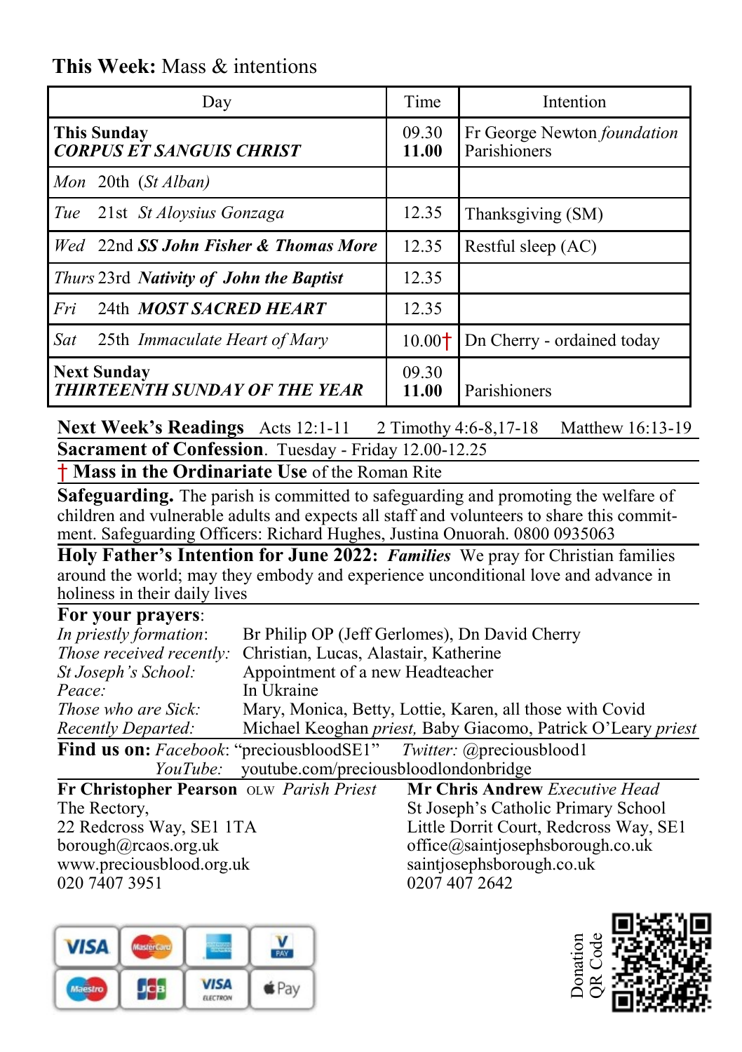## **This Week:** Mass & intentions

| Day | Time | Intention |
|---|---|---|
| **This Sunday** ***CORPUS ET SANGUIS CHRIST*** | 09.30 **11.00** | Fr George Newton *foundation* Parishioners |
| *Mon* 20th (*St Alban*) | | |
| *Tue* 21st *St Aloysius Gonzaga* | 12.35 | Thanksgiving (SM) |
| *Wed* 22nd ***SS John Fisher & Thomas More*** | 12.35 | Restful sleep (AC) |
| *Thurs* 23rd ***Nativity of John the Baptist*** | 12.35 | |
| *Fri* 24th ***MOST SACRED HEART*** | 12.35 | |
| *Sat* 25th *Immaculate Heart of Mary* | 10.00† | Dn Cherry - ordained today |
| **Next Sunday** ***THIRTEENTH SUNDAY OF THE YEAR*** | 09.30 **11.00** | Parishioners |

**Next Week's Readings** Acts 12:1-11 2 Timothy 4:6-8,17-18 Matthew 16:13-19

**Sacrament of Confession**. Tuesday - Friday 12.00-12.25

† **Mass in the Ordinariate Use** of the Roman Rite

**Safeguarding.** The parish is committed to safeguarding and promoting the welfare of children and vulnerable adults and expects all staff and volunteers to share this commitment. Safeguarding Officers: Richard Hughes, Justina Onuorah. 0800 0935063

**Holy Father's Intention for June 2022:** ***Families*** We pray for Christian families around the world; may they embody and experience unconditional love and advance in holiness in their daily lives

**For your prayers**:

| | |
|---|---|
| *In priestly formation*: | Br Philip OP (Jeff Gerlomes), Dn David Cherry |
| *Those received recently:* | Christian, Lucas, Alastair, Katherine |
| *St Joseph's School:* | Appointment of a new Headteacher |
| *Peace:* | In Ukraine |
| *Those who are Sick:* | Mary, Monica, Betty, Lottie, Karen, all those with Covid |
| *Recently Departed:* | Michael Keoghan *priest,* Baby Giacomo, Patrick O'Leary *priest* |

**Find us on:** *Facebook*: "preciousbloodSE1" *Twitter:* @preciousblood1
*YouTube:* youtube.com/preciousbloodlondonbridge

**Fr Christopher Pearson** OLW *Parish Priest*
The Rectory,
22 Redcross Way, SE1 1TA
borough@rcaos.org.uk
www.preciousblood.org.uk
020 7407 3951

**Mr Chris Andrew** *Executive Head*
St Joseph's Catholic Primary School
Little Dorrit Court, Redcross Way, SE1
office@saintjosephsborough.co.uk
saintjosephsborough.co.uk
0207 407 2642

Donation QR Code